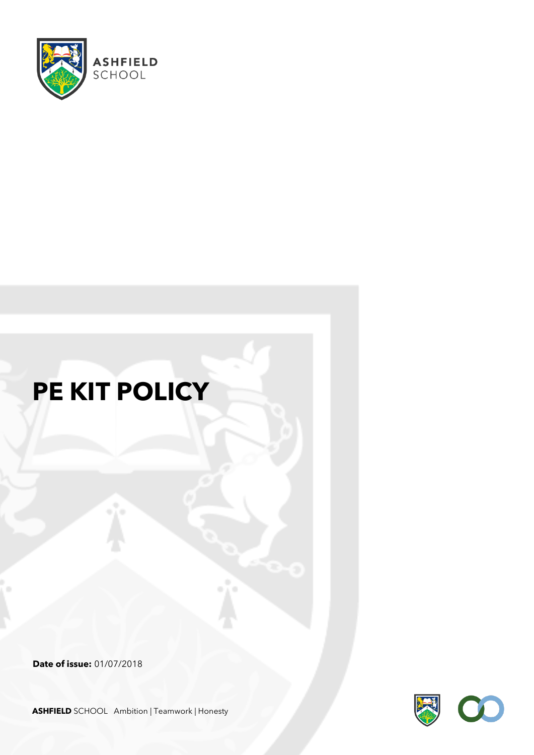ASHFIELD SCHOOL

# PE KIT POLICY

**Date of issue:** 01/07/2018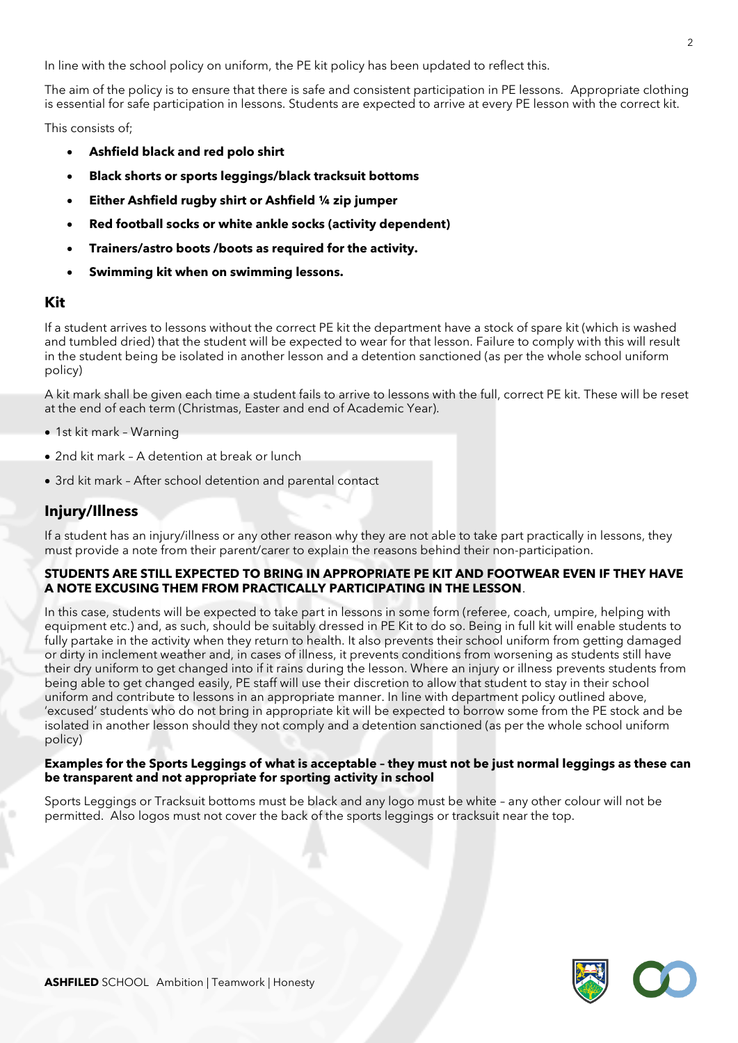In line with the school policy on uniform, the PE kit policy has been updated to reflect this.

The aim of the policy is to ensure that there is safe and consistent participation in PE lessons. Appropriate clothing is essential for safe participation in lessons. Students are expected to arrive at every PE lesson with the correct kit.

This consists of;

- **Ashfield black and red polo shirt**
- **Black shorts or sports leggings/black tracksuit bottoms**
- **Either Ashfield rugby shirt or Ashfield ¼ zip jumper**
- **Red football socks or white ankle socks (activity dependent)**
- **Trainers/astro boots /boots as required for the activity.**
- **Swimming kit when on swimming lessons.**

## Kit

If a student arrives to lessons without the correct PE kit the department have a stock of spare kit (which is washed and tumbled dried) that the student will be expected to wear for that lesson. Failure to comply with this will result in the student being be isolated in another lesson and a detention sanctioned (as per the whole school uniform policy)

A kit mark shall be given each time a student fails to arrive to lessons with the full, correct PE kit. These will be reset at the end of each term (Christmas, Easter and end of Academic Year).

- 1st kit mark – Warning
- 2nd kit mark – A detention at break or lunch
- 3rd kit mark – After school detention and parental contact

## Injury/Illness

If a student has an injury/illness or any other reason why they are not able to take part practically in lessons, they must provide a note from their parent/carer to explain the reasons behind their non-participation.

**STUDENTS ARE STILL EXPECTED TO BRING IN APPROPRIATE PE KIT AND FOOTWEAR EVEN IF THEY HAVE A NOTE EXCUSING THEM FROM PRACTICALLY PARTICIPATING IN THE LESSON**.

In this case, students will be expected to take part in lessons in some form (referee, coach, umpire, helping with equipment etc.) and, as such, should be suitably dressed in PE Kit to do so. Being in full kit will enable students to fully partake in the activity when they return to health. It also prevents their school uniform from getting damaged or dirty in inclement weather and, in cases of illness, it prevents conditions from worsening as students still have their dry uniform to get changed into if it rains during the lesson. Where an injury or illness prevents students from being able to get changed easily, PE staff will use their discretion to allow that student to stay in their school uniform and contribute to lessons in an appropriate manner. In line with department policy outlined above, 'excused' students who do not bring in appropriate kit will be expected to borrow some from the PE stock and be isolated in another lesson should they not comply and a detention sanctioned (as per the whole school uniform policy)

**Examples for the Sports Leggings of what is acceptable – they must not be just normal leggings as these can be transparent and not appropriate for sporting activity in school**

Sports Leggings or Tracksuit bottoms must be black and any logo must be white – any other colour will not be permitted. Also logos must not cover the back of the sports leggings or tracksuit near the top.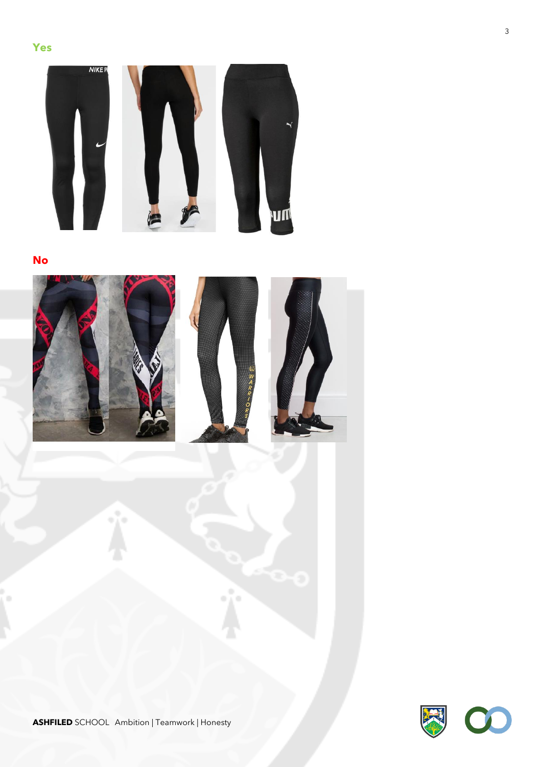**Yes**

**No**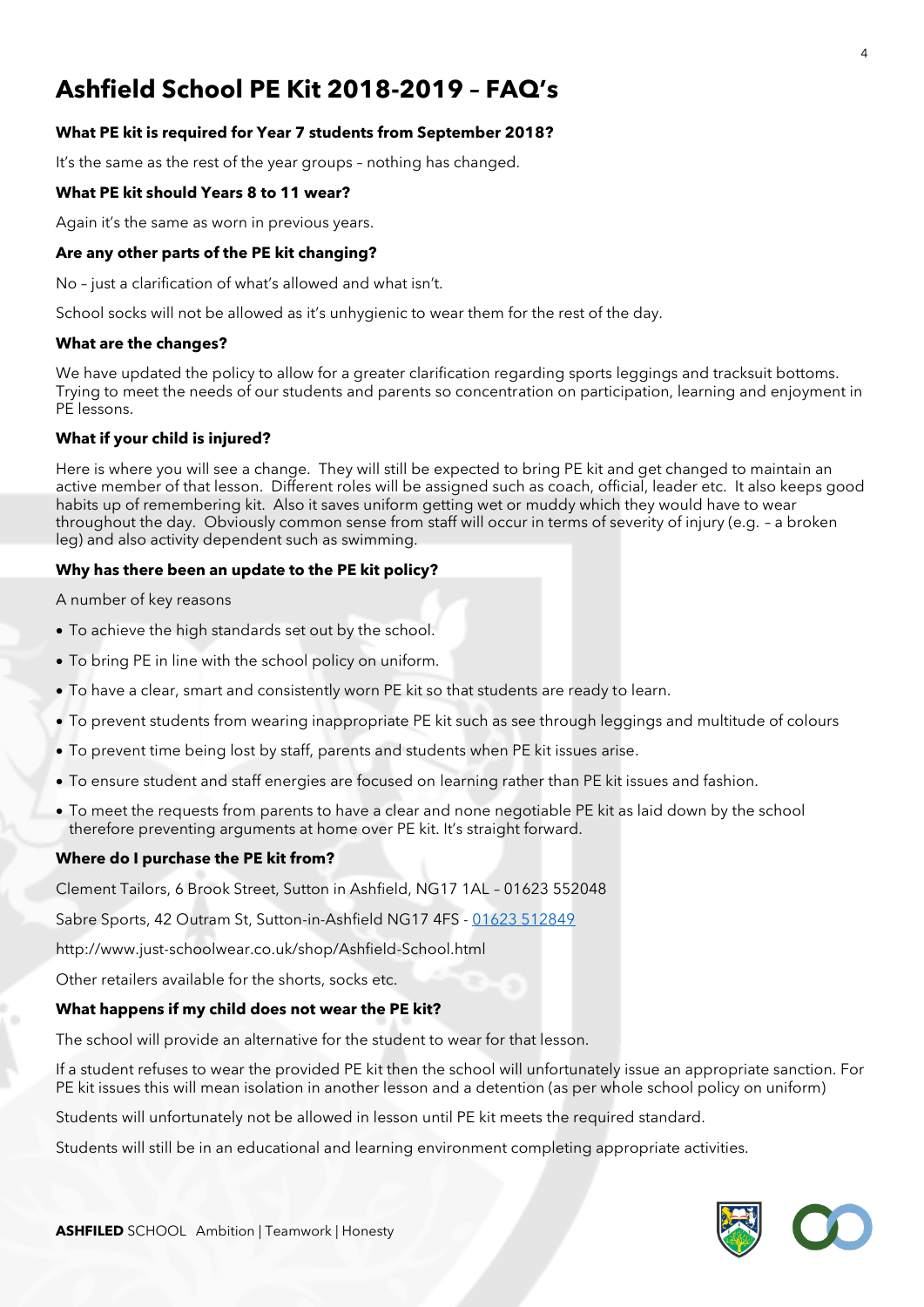# Ashfield School PE Kit 2018-2019 – FAQ's

**What PE kit is required for Year 7 students from September 2018?**

It's the same as the rest of the year groups – nothing has changed.

**What PE kit should Years 8 to 11 wear?**

Again it's the same as worn in previous years.

**Are any other parts of the PE kit changing?**

No – just a clarification of what's allowed and what isn't.

School socks will not be allowed as it's unhygienic to wear them for the rest of the day.

**What are the changes?**

We have updated the policy to allow for a greater clarification regarding sports leggings and tracksuit bottoms. Trying to meet the needs of our students and parents so concentration on participation, learning and enjoyment in PE lessons.

**What if your child is injured?**

Here is where you will see a change. They will still be expected to bring PE kit and get changed to maintain an active member of that lesson. Different roles will be assigned such as coach, official, leader etc. It also keeps good habits up of remembering kit. Also it saves uniform getting wet or muddy which they would have to wear throughout the day. Obviously common sense from staff will occur in terms of severity of injury (e.g. – a broken leg) and also activity dependent such as swimming.

**Why has there been an update to the PE kit policy?**

A number of key reasons

- To achieve the high standards set out by the school.
- To bring PE in line with the school policy on uniform.
- To have a clear, smart and consistently worn PE kit so that students are ready to learn.
- To prevent students from wearing inappropriate PE kit such as see through leggings and multitude of colours
- To prevent time being lost by staff, parents and students when PE kit issues arise.
- To ensure student and staff energies are focused on learning rather than PE kit issues and fashion.
- To meet the requests from parents to have a clear and none negotiable PE kit as laid down by the school therefore preventing arguments at home over PE kit. It's straight forward.

**Where do I purchase the PE kit from?**

Clement Tailors, 6 Brook Street, Sutton in Ashfield, NG17 1AL – 01623 552048

Sabre Sports, 42 Outram St, Sutton-in-Ashfield NG17 4FS - 01623 512849

http://www.just-schoolwear.co.uk/shop/Ashfield-School.html

Other retailers available for the shorts, socks etc.

**What happens if my child does not wear the PE kit?**

The school will provide an alternative for the student to wear for that lesson.

If a student refuses to wear the provided PE kit then the school will unfortunately issue an appropriate sanction. For PE kit issues this will mean isolation in another lesson and a detention (as per whole school policy on uniform)

Students will unfortunately not be allowed in lesson until PE kit meets the required standard.

Students will still be in an educational and learning environment completing appropriate activities.